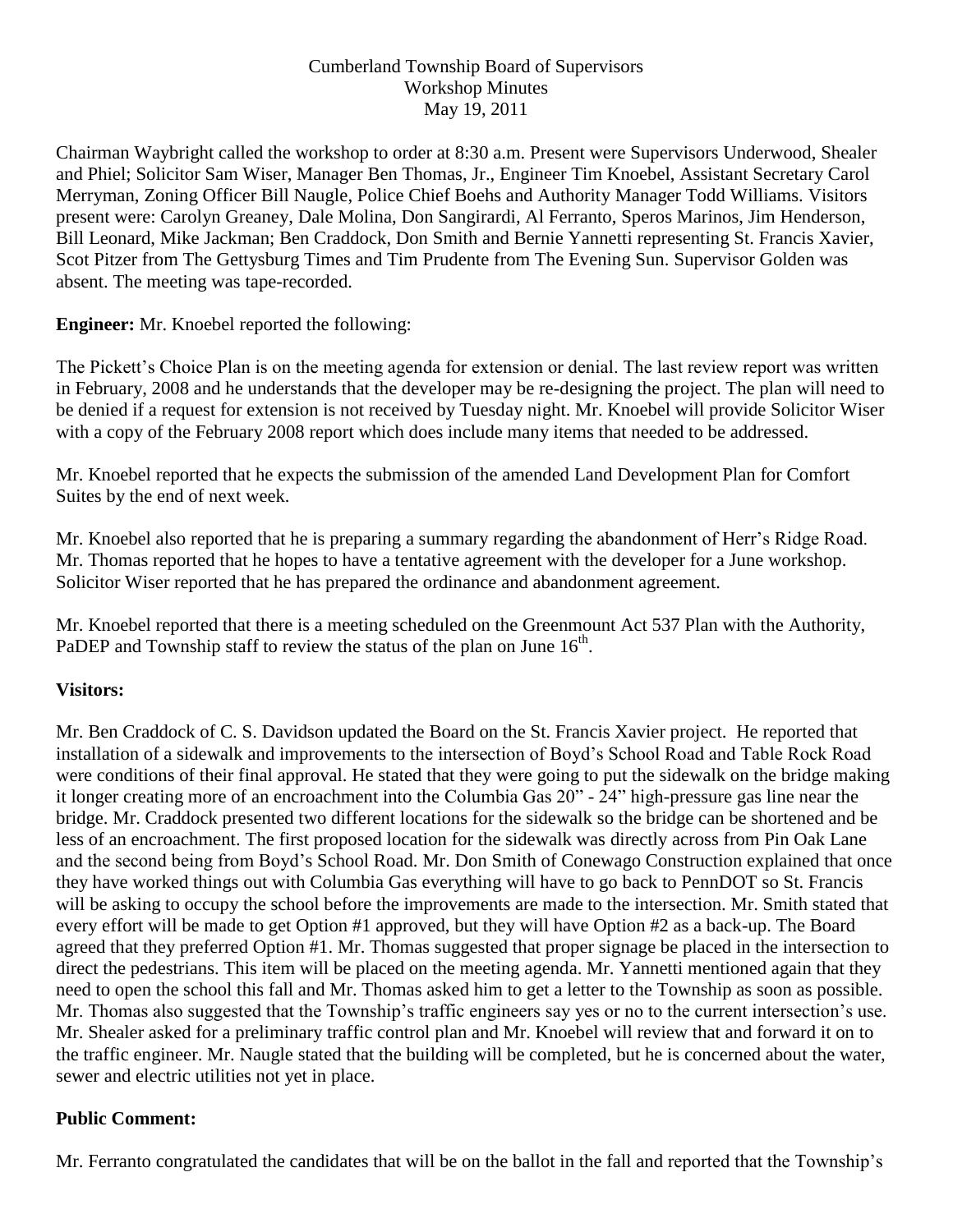Cumberland Township Board of Supervisors
Workshop Minutes
May 19, 2011

Chairman Waybright called the workshop to order at 8:30 a.m. Present were Supervisors Underwood, Shealer and Phiel; Solicitor Sam Wiser, Manager Ben Thomas, Jr., Engineer Tim Knoebel, Assistant Secretary Carol Merryman, Zoning Officer Bill Naugle, Police Chief Boehs and Authority Manager Todd Williams. Visitors present were: Carolyn Greaney, Dale Molina, Don Sangirardi, Al Ferranto, Speros Marinos, Jim Henderson, Bill Leonard, Mike Jackman; Ben Craddock, Don Smith and Bernie Yannetti representing St. Francis Xavier, Scot Pitzer from The Gettysburg Times and Tim Prudente from The Evening Sun. Supervisor Golden was absent. The meeting was tape-recorded.

**Engineer:** Mr. Knoebel reported the following:

The Pickett's Choice Plan is on the meeting agenda for extension or denial. The last review report was written in February, 2008 and he understands that the developer may be re-designing the project. The plan will need to be denied if a request for extension is not received by Tuesday night. Mr. Knoebel will provide Solicitor Wiser with a copy of the February 2008 report which does include many items that needed to be addressed.

Mr. Knoebel reported that he expects the submission of the amended Land Development Plan for Comfort Suites by the end of next week.

Mr. Knoebel also reported that he is preparing a summary regarding the abandonment of Herr's Ridge Road. Mr. Thomas reported that he hopes to have a tentative agreement with the developer for a June workshop. Solicitor Wiser reported that he has prepared the ordinance and abandonment agreement.

Mr. Knoebel reported that there is a meeting scheduled on the Greenmount Act 537 Plan with the Authority, PaDEP and Township staff to review the status of the plan on June 16th.

**Visitors:**

Mr. Ben Craddock of C. S. Davidson updated the Board on the St. Francis Xavier project. He reported that installation of a sidewalk and improvements to the intersection of Boyd's School Road and Table Rock Road were conditions of their final approval. He stated that they were going to put the sidewalk on the bridge making it longer creating more of an encroachment into the Columbia Gas 20" - 24" high-pressure gas line near the bridge. Mr. Craddock presented two different locations for the sidewalk so the bridge can be shortened and be less of an encroachment. The first proposed location for the sidewalk was directly across from Pin Oak Lane and the second being from Boyd's School Road. Mr. Don Smith of Conewago Construction explained that once they have worked things out with Columbia Gas everything will have to go back to PennDOT so St. Francis will be asking to occupy the school before the improvements are made to the intersection. Mr. Smith stated that every effort will be made to get Option #1 approved, but they will have Option #2 as a back-up. The Board agreed that they preferred Option #1. Mr. Thomas suggested that proper signage be placed in the intersection to direct the pedestrians. This item will be placed on the meeting agenda. Mr. Yannetti mentioned again that they need to open the school this fall and Mr. Thomas asked him to get a letter to the Township as soon as possible. Mr. Thomas also suggested that the Township's traffic engineers say yes or no to the current intersection's use. Mr. Shealer asked for a preliminary traffic control plan and Mr. Knoebel will review that and forward it on to the traffic engineer. Mr. Naugle stated that the building will be completed, but he is concerned about the water, sewer and electric utilities not yet in place.

**Public Comment:**

Mr. Ferranto congratulated the candidates that will be on the ballot in the fall and reported that the Township's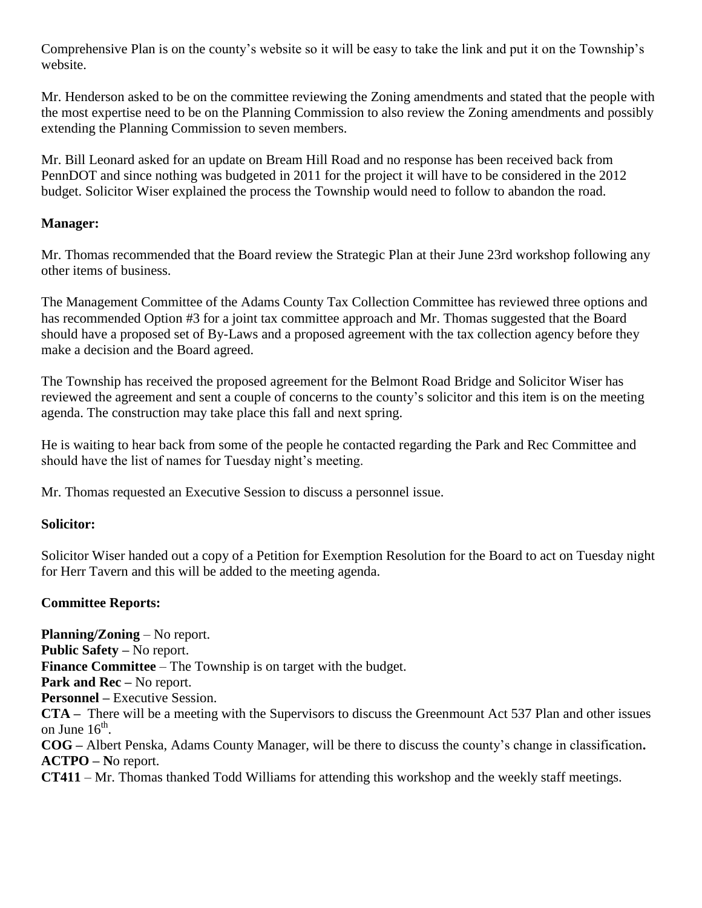Comprehensive Plan is on the county's website so it will be easy to take the link and put it on the Township's website.

Mr. Henderson asked to be on the committee reviewing the Zoning amendments and stated that the people with the most expertise need to be on the Planning Commission to also review the Zoning amendments and possibly extending the Planning Commission to seven members.

Mr. Bill Leonard asked for an update on Bream Hill Road and no response has been received back from PennDOT and since nothing was budgeted in 2011 for the project it will have to be considered in the 2012 budget. Solicitor Wiser explained the process the Township would need to follow to abandon the road.

**Manager:**

Mr. Thomas recommended that the Board review the Strategic Plan at their June 23rd workshop following any other items of business.

The Management Committee of the Adams County Tax Collection Committee has reviewed three options and has recommended Option #3 for a joint tax committee approach and Mr. Thomas suggested that the Board should have a proposed set of By-Laws and a proposed agreement with the tax collection agency before they make a decision and the Board agreed.

The Township has received the proposed agreement for the Belmont Road Bridge and Solicitor Wiser has reviewed the agreement and sent a couple of concerns to the county's solicitor and this item is on the meeting agenda. The construction may take place this fall and next spring.

He is waiting to hear back from some of the people he contacted regarding the Park and Rec Committee and should have the list of names for Tuesday night's meeting.

Mr. Thomas requested an Executive Session to discuss a personnel issue.

**Solicitor:**

Solicitor Wiser handed out a copy of a Petition for Exemption Resolution for the Board to act on Tuesday night for Herr Tavern and this will be added to the meeting agenda.

**Committee Reports:**

**Planning/Zoning** – No report.
**Public Safety –** No report.
**Finance Committee** – The Township is on target with the budget.
**Park and Rec –** No report.
**Personnel –** Executive Session.
**CTA –** There will be a meeting with the Supervisors to discuss the Greenmount Act 537 Plan and other issues on June 16th.
**COG –** Albert Penska, Adams County Manager, will be there to discuss the county's change in classification**.**
**ACTPO – N**o report.
**CT411** – Mr. Thomas thanked Todd Williams for attending this workshop and the weekly staff meetings.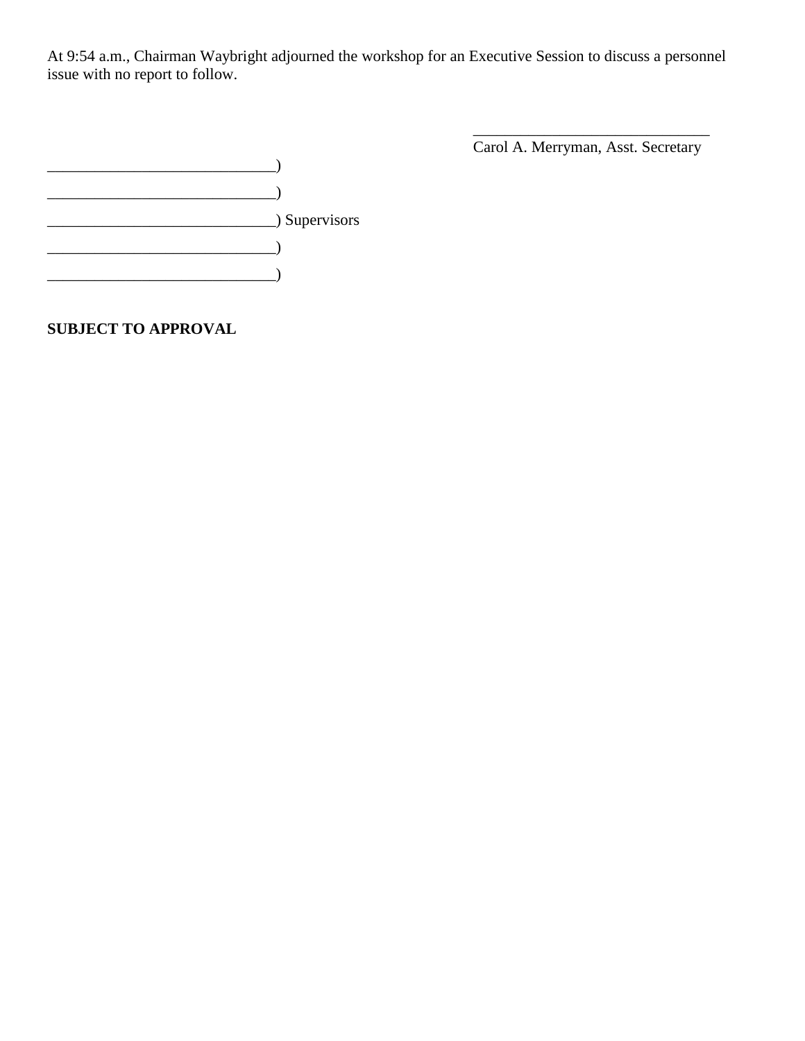At 9:54 a.m., Chairman Waybright adjourned the workshop for an Executive Session to discuss a personnel issue with no report to follow.

\_\_\_\_\_\_\_\_\_\_\_\_\_\_\_\_\_\_\_\_\_\_\_\_\_\_\_\_\_\_
Carol A. Merryman, Asst. Secretary

\_\_\_\_\_\_\_\_\_\_\_\_\_\_\_\_\_\_\_\_\_\_\_\_\_\_\_\_\_\_)
\_\_\_\_\_\_\_\_\_\_\_\_\_\_\_\_\_\_\_\_\_\_\_\_\_\_\_\_\_\_)
\_\_\_\_\_\_\_\_\_\_\_\_\_\_\_\_\_\_\_\_\_\_\_\_\_\_\_\_\_\_) Supervisors
\_\_\_\_\_\_\_\_\_\_\_\_\_\_\_\_\_\_\_\_\_\_\_\_\_\_\_\_\_\_)
\_\_\_\_\_\_\_\_\_\_\_\_\_\_\_\_\_\_\_\_\_\_\_\_\_\_\_\_\_\_)

**SUBJECT TO APPROVAL**